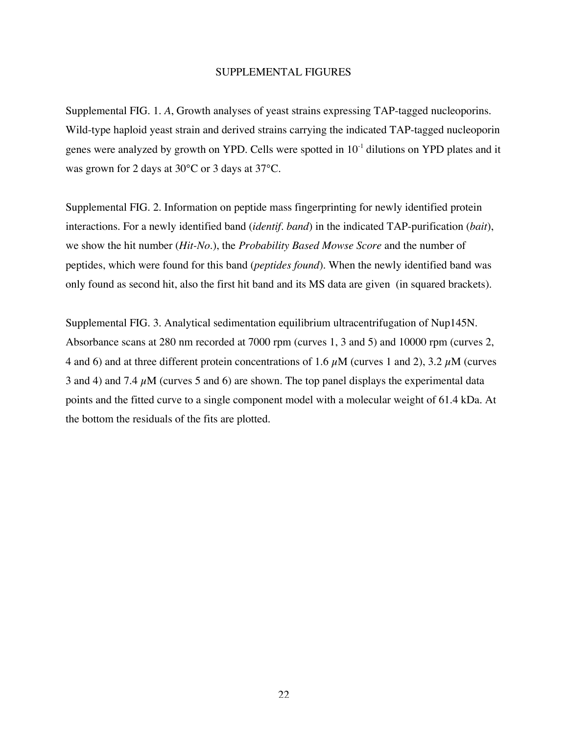# SUPPLEMENTAL FIGURES

Supplemental FIG. 1. *A*, Growth analyses of yeast strains expressing TAP-tagged nucleoporins. Wild-type haploid yeast strain and derived strains carrying the indicated TAP-tagged nucleoporin genes were analyzed by growth on YPD. Cells were spotted in $10^{-1}$ dilutions on YPD plates and it was grown for 2 days at 30°C or 3 days at 37°C.

Supplemental FIG. 2. Information on peptide mass fingerprinting for newly identified protein interactions. For a newly identified band (*identif. band*) in the indicated TAP-purification (*bait*), we show the hit number (*Hit-No.*), the *Probability Based Mowse Score* and the number of peptides, which were found for this band (*peptides found*). When the newly identified band was only found as second hit, also the first hit band and its MS data are given (in squared brackets).

Supplemental FIG. 3. Analytical sedimentation equilibrium ultracentrifugation of Nup145N. Absorbance scans at 280 nm recorded at 7000 rpm (curves 1, 3 and 5) and 10000 rpm (curves 2, 4 and 6) and at three different protein concentrations of 1.6 $\mu$M (curves 1 and 2), 3.2 $\mu$M (curves 3 and 4) and 7.4 $\mu$M (curves 5 and 6) are shown. The top panel displays the experimental data points and the fitted curve to a single component model with a molecular weight of 61.4 kDa. At the bottom the residuals of the fits are plotted.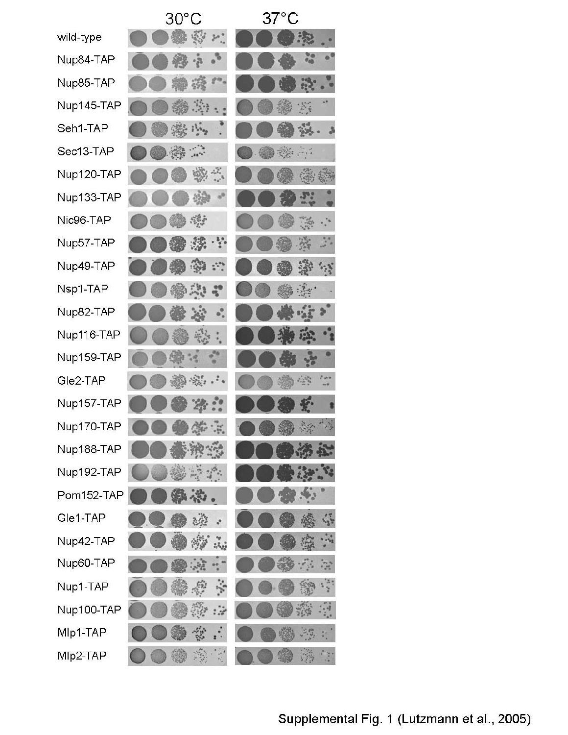30°C 37°C

wild-type
Nup84-TAP
Nup85-TAP
Nup145-TAP
Seh1-TAP
Sec13-TAP
Nup120-TAP
Nup133-TAP
Nic96-TAP
Nup57-TAP
Nup49-TAP
Nsp1-TAP
Nup82-TAP
Nup116-TAP
Nup159-TAP
Gle2-TAP
Nup157-TAP
Nup170-TAP
Nup188-TAP
Nup192-TAP
Pom152-TAP
Gle1-TAP
Nup42-TAP
Nup60-TAP
Nup1-TAP
Nup100-TAP
Mlp1-TAP
Mlp2-TAP

Supplemental Fig. 1 (Lutzmann et al., 2005)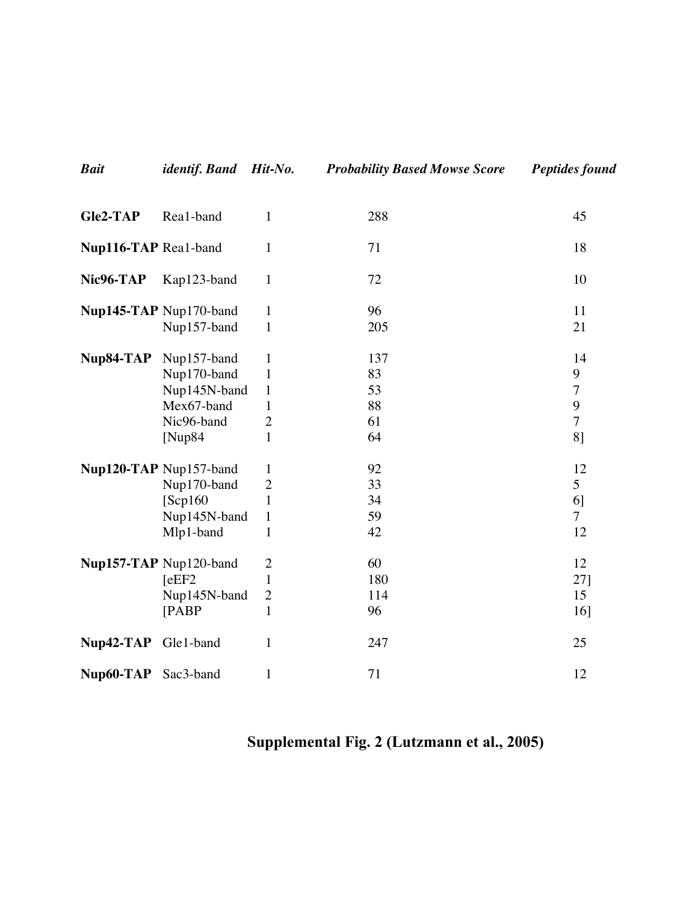| *Bait* | *identif. Band* | *Hit-No.* | *Probability Based Mowse Score* | *Peptides found* |
|---|---|---|---|---|
| **Gle2-TAP** | Rea1-band | 1 | 288 | 45 |
| **Nup116-TAP** | Rea1-band | 1 | 71 | 18 |
| **Nic96-TAP** | Kap123-band | 1 | 72 | 10 |
| **Nup145-TAP** | Nup170-band | 1 | 96 | 11 |
| | Nup157-band | 1 | 205 | 21 |
| **Nup84-TAP** | Nup157-band | 1 | 137 | 14 |
| | Nup170-band | 1 | 83 | 9 |
| | Nup145N-band | 1 | 53 | 7 |
| | Mex67-band | 1 | 88 | 9 |
| | Nic96-band | 2 | 61 | 7 |
| | [Nup84 | 1 | 64 | 8] |
| **Nup120-TAP** | Nup157-band | 1 | 92 | 12 |
| | Nup170-band | 2 | 33 | 5 |
| | [Scp160 | 1 | 34 | 6] |
| | Nup145N-band | 1 | 59 | 7 |
| | Mlp1-band | 1 | 42 | 12 |
| **Nup157-TAP** | Nup120-band | 2 | 60 | 12 |
| | [eEF2 | 1 | 180 | 27] |
| | Nup145N-band | 2 | 114 | 15 |
| | [PABP | 1 | 96 | 16] |
| **Nup42-TAP** | Gle1-band | 1 | 247 | 25 |
| **Nup60-TAP** | Sac3-band | 1 | 71 | 12 |

**Supplemental Fig. 2 (Lutzmann et al., 2005)**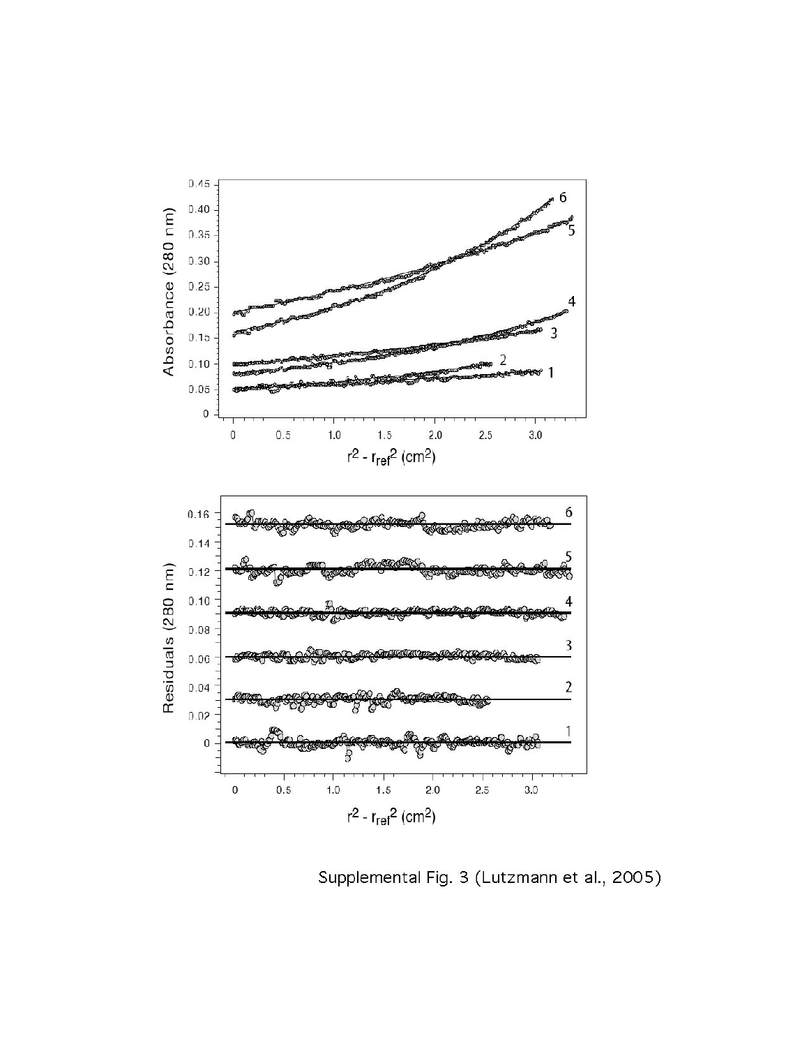Absorbance (280 nm)

0.45
0.40
0.35
0.30
0.25
0.20
0.15
0.10
0.05
0

0
0.5
1.0
1.5
2.0
2.5
3.0

$r^2 - r_{ref}^2$ ($cm^2$)

6
5
4
3
2
1

Residuals (280 nm)

0.16
0.14
0.12
0.10
0.08
0.06
0.04
0.02
0

0
0.5
1.0
1.5
2.0
2.5
3.0

$r^2 - r_{ref}^2$ ($cm^2$)

6
5
4
3
2
1

Supplemental Fig. 3 (Lutzmann et al., 2005)